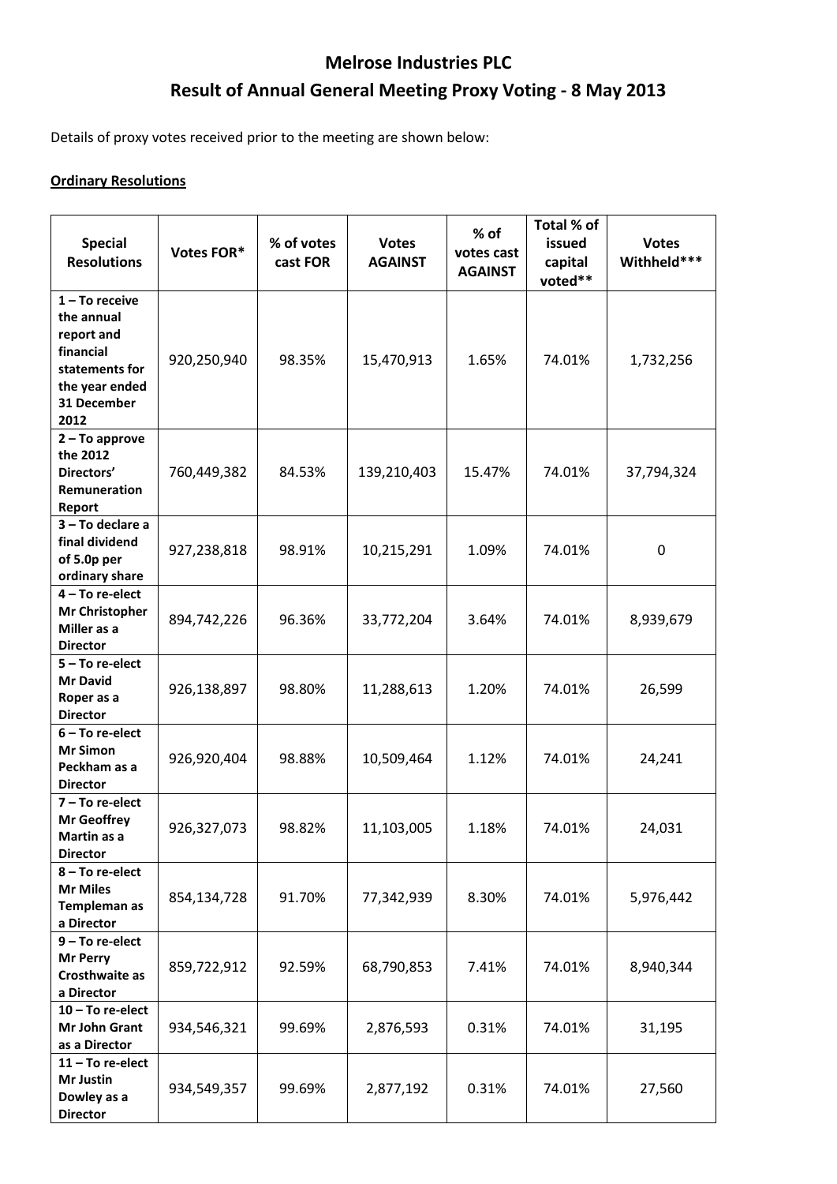# Melrose Industries PLC

## Result of Annual General Meeting Proxy Voting - 8 May 2013

Details of proxy votes received prior to the meeting are shown below:

**Ordinary Resolutions**

| Special Resolutions | Votes FOR* | % of votes cast FOR | Votes AGAINST | % of votes cast AGAINST | Total % of issued capital voted** | Votes Withheld*** |
|---|---|---|---|---|---|---|
| **1 – To receive the annual report and financial statements for the year ended 31 December 2012** | 920,250,940 | 98.35% | 15,470,913 | 1.65% | 74.01% | 1,732,256 |
| **2 – To approve the 2012 Directors' Remuneration Report** | 760,449,382 | 84.53% | 139,210,403 | 15.47% | 74.01% | 37,794,324 |
| **3 – To declare a final dividend of 5.0p per ordinary share** | 927,238,818 | 98.91% | 10,215,291 | 1.09% | 74.01% | 0 |
| **4 – To re-elect Mr Christopher Miller as a Director** | 894,742,226 | 96.36% | 33,772,204 | 3.64% | 74.01% | 8,939,679 |
| **5 – To re-elect Mr David Roper as a Director** | 926,138,897 | 98.80% | 11,288,613 | 1.20% | 74.01% | 26,599 |
| **6 – To re-elect Mr Simon Peckham as a Director** | 926,920,404 | 98.88% | 10,509,464 | 1.12% | 74.01% | 24,241 |
| **7 – To re-elect Mr Geoffrey Martin as a Director** | 926,327,073 | 98.82% | 11,103,005 | 1.18% | 74.01% | 24,031 |
| **8 – To re-elect Mr Miles Templeman as a Director** | 854,134,728 | 91.70% | 77,342,939 | 8.30% | 74.01% | 5,976,442 |
| **9 – To re-elect Mr Perry Crosthwaite as a Director** | 859,722,912 | 92.59% | 68,790,853 | 7.41% | 74.01% | 8,940,344 |
| **10 – To re-elect Mr John Grant as a Director** | 934,546,321 | 99.69% | 2,876,593 | 0.31% | 74.01% | 31,195 |
| **11 – To re-elect Mr Justin Dowley as a Director** | 934,549,357 | 99.69% | 2,877,192 | 0.31% | 74.01% | 27,560 |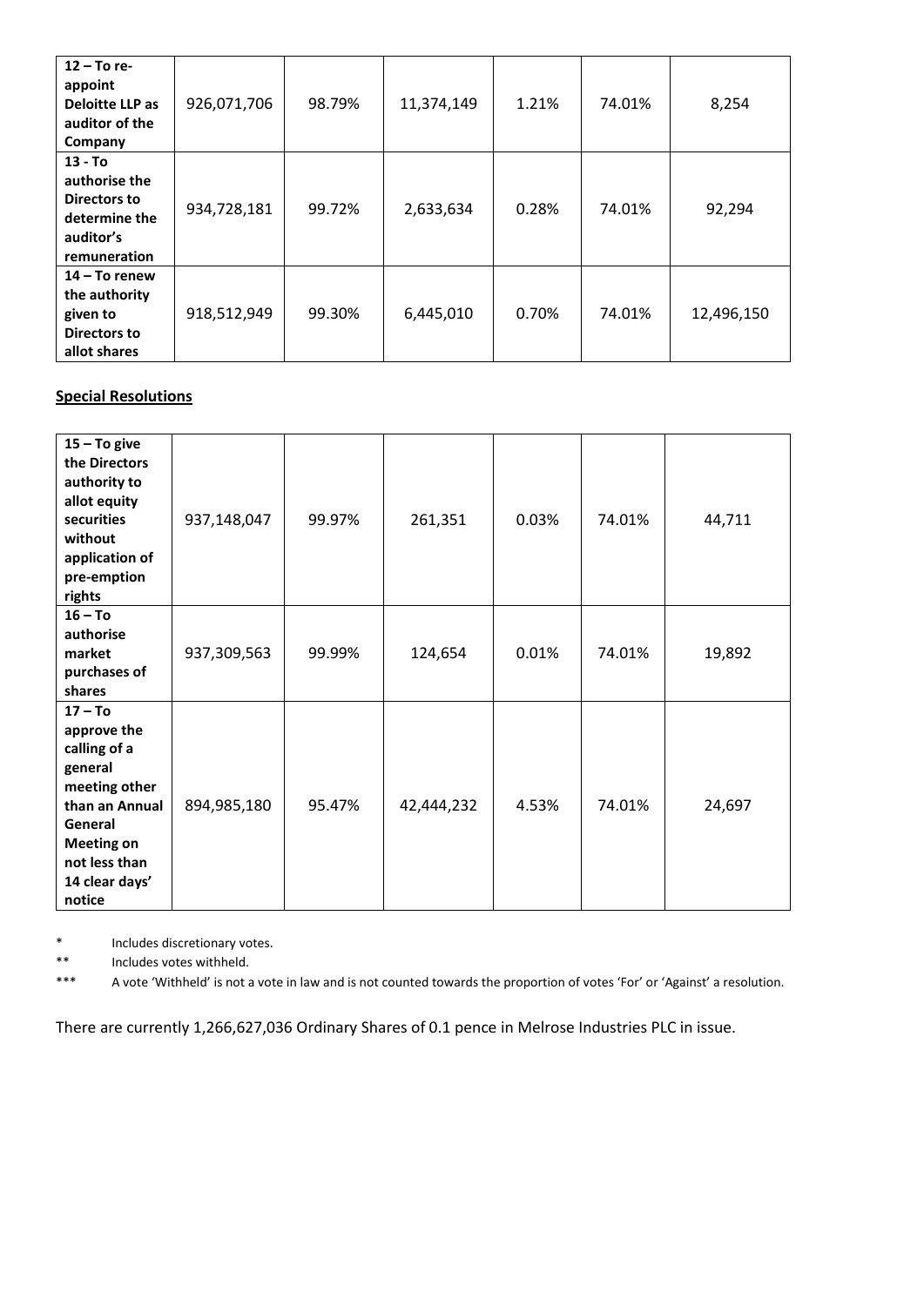| | | | | | | |
|---|---|---|---|---|---|---|
| **12 – To re-appoint Deloitte LLP as auditor of the Company** | 926,071,706 | 98.79% | 11,374,149 | 1.21% | 74.01% | 8,254 |
| **13 - To authorise the Directors to determine the auditor's remuneration** | 934,728,181 | 99.72% | 2,633,634 | 0.28% | 74.01% | 92,294 |
| **14 – To renew the authority given to Directors to allot shares** | 918,512,949 | 99.30% | 6,445,010 | 0.70% | 74.01% | 12,496,150 |

**Special Resolutions**

| | | | | | | |
|---|---|---|---|---|---|---|
| **15 – To give the Directors authority to allot equity securities without application of pre-emption rights** | 937,148,047 | 99.97% | 261,351 | 0.03% | 74.01% | 44,711 |
| **16 – To authorise market purchases of shares** | 937,309,563 | 99.99% | 124,654 | 0.01% | 74.01% | 19,892 |
| **17 – To approve the calling of a general meeting other than an Annual General Meeting on not less than 14 clear days' notice** | 894,985,180 | 95.47% | 42,444,232 | 4.53% | 74.01% | 24,697 |

\* Includes discretionary votes.

\*\* Includes votes withheld.

\*\*\* A vote 'Withheld' is not a vote in law and is not counted towards the proportion of votes 'For' or 'Against' a resolution.

There are currently 1,266,627,036 Ordinary Shares of 0.1 pence in Melrose Industries PLC in issue.